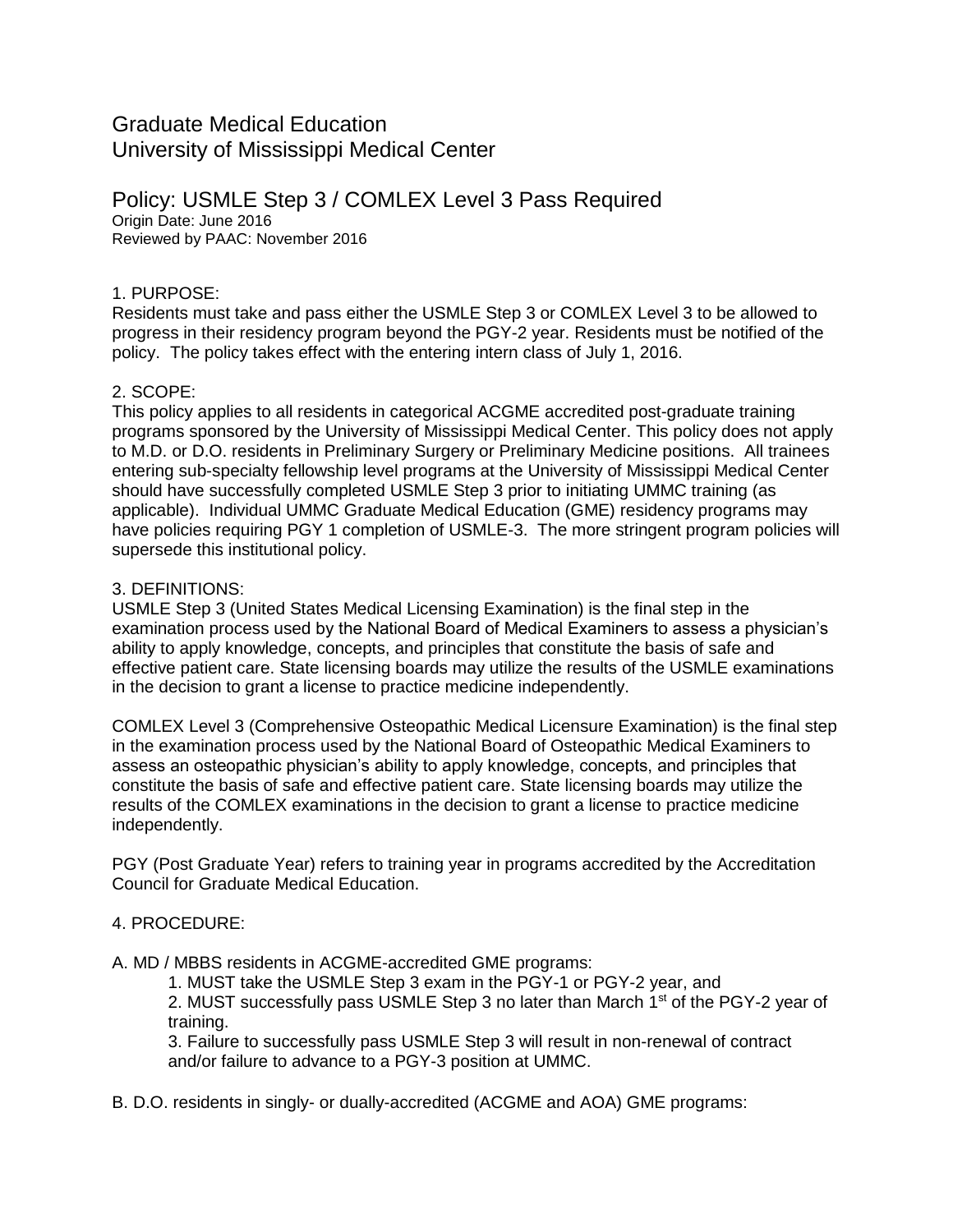# Graduate Medical Education
# University of Mississippi Medical Center

## Policy: USMLE Step 3 / COMLEX Level 3 Pass Required

Origin Date: June 2016
Reviewed by PAAC: November 2016

1. PURPOSE:
Residents must take and pass either the USMLE Step 3 or COMLEX Level 3 to be allowed to progress in their residency program beyond the PGY-2 year. Residents must be notified of the policy. The policy takes effect with the entering intern class of July 1, 2016.

2. SCOPE:
This policy applies to all residents in categorical ACGME accredited post-graduate training programs sponsored by the University of Mississippi Medical Center. This policy does not apply to M.D. or D.O. residents in Preliminary Surgery or Preliminary Medicine positions. All trainees entering sub-specialty fellowship level programs at the University of Mississippi Medical Center should have successfully completed USMLE Step 3 prior to initiating UMMC training (as applicable). Individual UMMC Graduate Medical Education (GME) residency programs may have policies requiring PGY 1 completion of USMLE-3. The more stringent program policies will supersede this institutional policy.

3. DEFINITIONS:
USMLE Step 3 (United States Medical Licensing Examination) is the final step in the examination process used by the National Board of Medical Examiners to assess a physician's ability to apply knowledge, concepts, and principles that constitute the basis of safe and effective patient care. State licensing boards may utilize the results of the USMLE examinations in the decision to grant a license to practice medicine independently.

COMLEX Level 3 (Comprehensive Osteopathic Medical Licensure Examination) is the final step in the examination process used by the National Board of Osteopathic Medical Examiners to assess an osteopathic physician's ability to apply knowledge, concepts, and principles that constitute the basis of safe and effective patient care. State licensing boards may utilize the results of the COMLEX examinations in the decision to grant a license to practice medicine independently.

PGY (Post Graduate Year) refers to training year in programs accredited by the Accreditation Council for Graduate Medical Education.

4. PROCEDURE:

A. MD / MBBS residents in ACGME-accredited GME programs:

1. MUST take the USMLE Step 3 exam in the PGY-1 or PGY-2 year, and
2. MUST successfully pass USMLE Step 3 no later than March 1st of the PGY-2 year of training.
3. Failure to successfully pass USMLE Step 3 will result in non-renewal of contract and/or failure to advance to a PGY-3 position at UMMC.

B. D.O. residents in singly- or dually-accredited (ACGME and AOA) GME programs: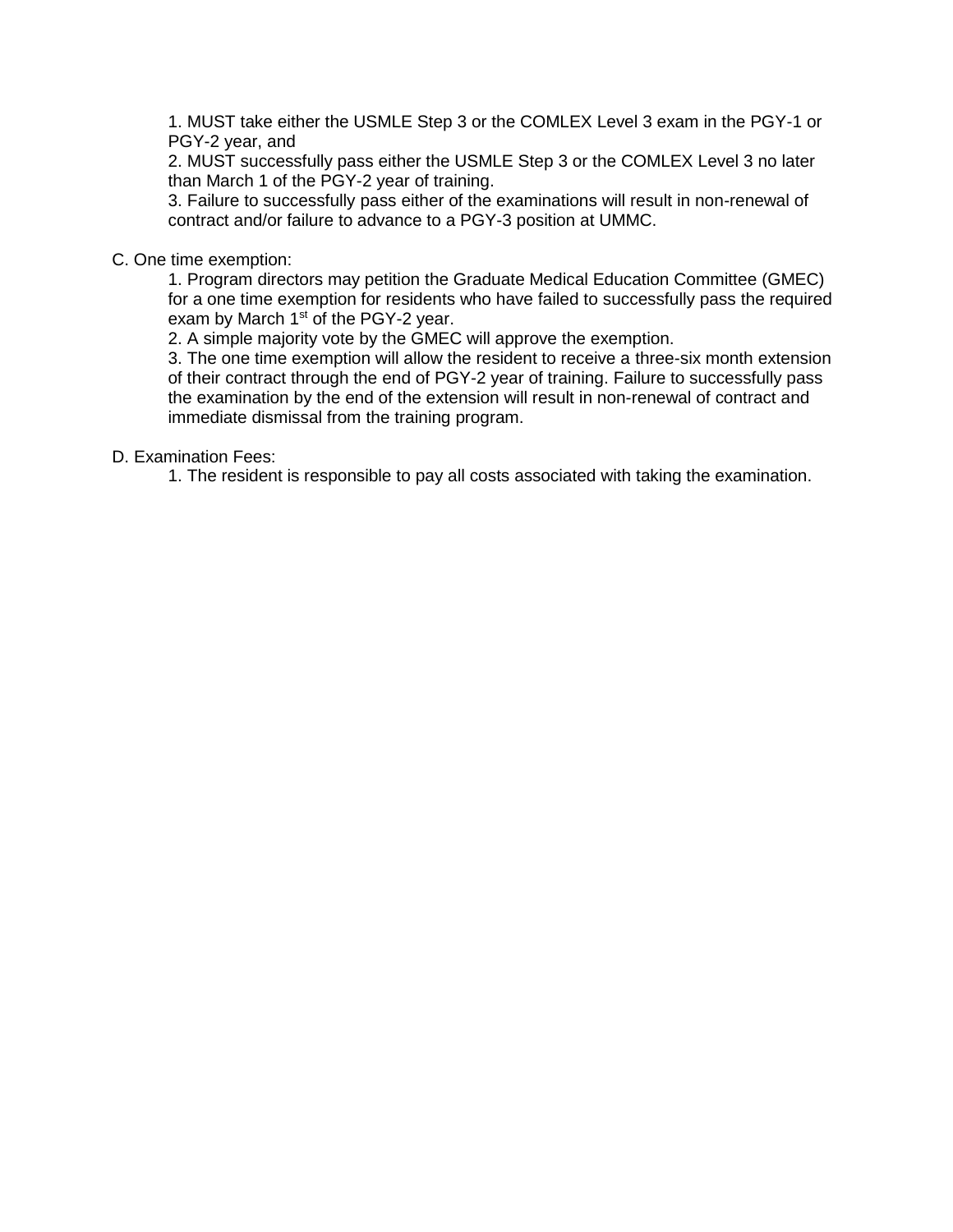1. MUST take either the USMLE Step 3 or the COMLEX Level 3 exam in the PGY-1 or PGY-2 year, and
2. MUST successfully pass either the USMLE Step 3 or the COMLEX Level 3 no later than March 1 of the PGY-2 year of training.
3. Failure to successfully pass either of the examinations will result in non-renewal of contract and/or failure to advance to a PGY-3 position at UMMC.

C. One time exemption:

1. Program directors may petition the Graduate Medical Education Committee (GMEC) for a one time exemption for residents who have failed to successfully pass the required exam by March 1st of the PGY-2 year.
2. A simple majority vote by the GMEC will approve the exemption.
3. The one time exemption will allow the resident to receive a three-six month extension of their contract through the end of PGY-2 year of training. Failure to successfully pass the examination by the end of the extension will result in non-renewal of contract and immediate dismissal from the training program.

D. Examination Fees:

1. The resident is responsible to pay all costs associated with taking the examination.